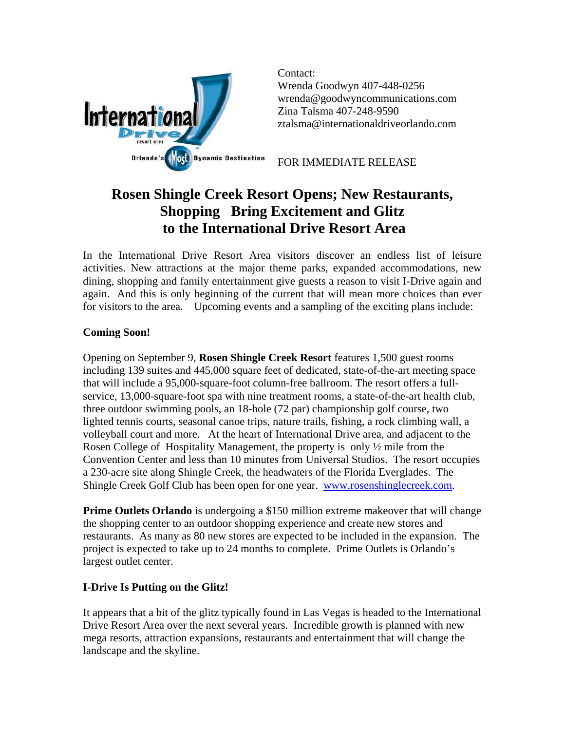International Drive resort area — Orlando's Most Dynamic Destination

Contact:
Wrenda Goodwyn 407-448-0256
wrenda@goodwyncommunications.com
Zina Talsma 407-248-9590
ztalsma@internationaldriveorlando.com

FOR IMMEDIATE RELEASE

# Rosen Shingle Creek Resort Opens; New Restaurants, Shopping Bring Excitement and Glitz to the International Drive Resort Area

In the International Drive Resort Area visitors discover an endless list of leisure activities. New attractions at the major theme parks, expanded accommodations, new dining, shopping and family entertainment give guests a reason to visit I-Drive again and again. And this is only beginning of the current that will mean more choices than ever for visitors to the area. Upcoming events and a sampling of the exciting plans include:

**Coming Soon!**

Opening on September 9, **Rosen Shingle Creek Resort** features 1,500 guest rooms including 139 suites and 445,000 square feet of dedicated, state-of-the-art meeting space that will include a 95,000-square-foot column-free ballroom. The resort offers a full-service, 13,000-square-foot spa with nine treatment rooms, a state-of-the-art health club, three outdoor swimming pools, an 18-hole (72 par) championship golf course, two lighted tennis courts, seasonal canoe trips, nature trails, fishing, a rock climbing wall, a volleyball court and more. At the heart of International Drive area, and adjacent to the Rosen College of Hospitality Management, the property is only ½ mile from the Convention Center and less than 10 minutes from Universal Studios. The resort occupies a 230-acre site along Shingle Creek, the headwaters of the Florida Everglades. The Shingle Creek Golf Club has been open for one year. www.rosenshinglecreek.com.

**Prime Outlets Orlando** is undergoing a $150 million extreme makeover that will change the shopping center to an outdoor shopping experience and create new stores and restaurants. As many as 80 new stores are expected to be included in the expansion. The project is expected to take up to 24 months to complete. Prime Outlets is Orlando's largest outlet center.

**I-Drive Is Putting on the Glitz!**

It appears that a bit of the glitz typically found in Las Vegas is headed to the International Drive Resort Area over the next several years. Incredible growth is planned with new mega resorts, attraction expansions, restaurants and entertainment that will change the landscape and the skyline.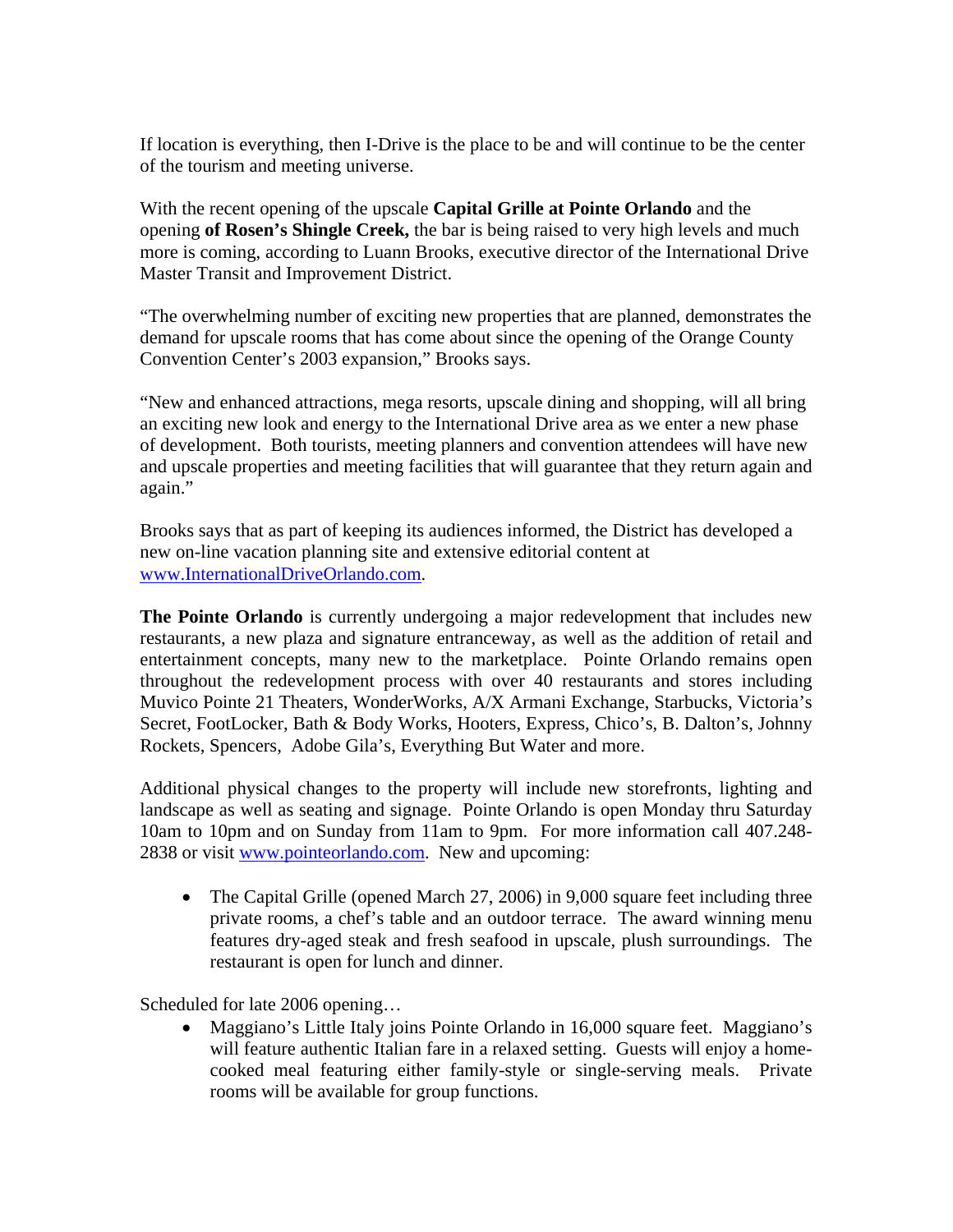If location is everything, then I-Drive is the place to be and will continue to be the center of the tourism and meeting universe.

With the recent opening of the upscale **Capital Grille at Pointe Orlando** and the opening **of Rosen's Shingle Creek,** the bar is being raised to very high levels and much more is coming, according to Luann Brooks, executive director of the International Drive Master Transit and Improvement District.

"The overwhelming number of exciting new properties that are planned, demonstrates the demand for upscale rooms that has come about since the opening of the Orange County Convention Center's 2003 expansion," Brooks says.

"New and enhanced attractions, mega resorts, upscale dining and shopping, will all bring an exciting new look and energy to the International Drive area as we enter a new phase of development. Both tourists, meeting planners and convention attendees will have new and upscale properties and meeting facilities that will guarantee that they return again and again."

Brooks says that as part of keeping its audiences informed, the District has developed a new on-line vacation planning site and extensive editorial content at www.InternationalDriveOrlando.com.

**The Pointe Orlando** is currently undergoing a major redevelopment that includes new restaurants, a new plaza and signature entranceway, as well as the addition of retail and entertainment concepts, many new to the marketplace. Pointe Orlando remains open throughout the redevelopment process with over 40 restaurants and stores including Muvico Pointe 21 Theaters, WonderWorks, A/X Armani Exchange, Starbucks, Victoria's Secret, FootLocker, Bath & Body Works, Hooters, Express, Chico's, B. Dalton's, Johnny Rockets, Spencers, Adobe Gila's, Everything But Water and more.

Additional physical changes to the property will include new storefronts, lighting and landscape as well as seating and signage. Pointe Orlando is open Monday thru Saturday 10am to 10pm and on Sunday from 11am to 9pm. For more information call 407.248-2838 or visit www.pointeorlando.com. New and upcoming:

- The Capital Grille (opened March 27, 2006) in 9,000 square feet including three private rooms, a chef's table and an outdoor terrace. The award winning menu features dry-aged steak and fresh seafood in upscale, plush surroundings. The restaurant is open for lunch and dinner.

Scheduled for late 2006 opening…

- Maggiano's Little Italy joins Pointe Orlando in 16,000 square feet. Maggiano's will feature authentic Italian fare in a relaxed setting. Guests will enjoy a home-cooked meal featuring either family-style or single-serving meals. Private rooms will be available for group functions.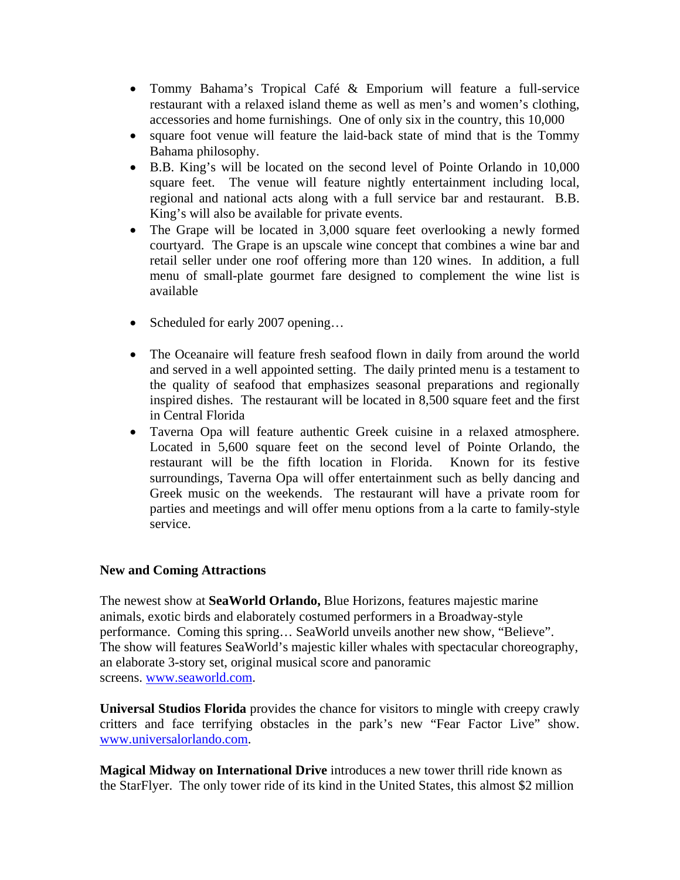- Tommy Bahama's Tropical Café & Emporium will feature a full-service restaurant with a relaxed island theme as well as men's and women's clothing, accessories and home furnishings. One of only six in the country, this 10,000
- square foot venue will feature the laid-back state of mind that is the Tommy Bahama philosophy.
- B.B. King's will be located on the second level of Pointe Orlando in 10,000 square feet. The venue will feature nightly entertainment including local, regional and national acts along with a full service bar and restaurant. B.B. King's will also be available for private events.
- The Grape will be located in 3,000 square feet overlooking a newly formed courtyard. The Grape is an upscale wine concept that combines a wine bar and retail seller under one roof offering more than 120 wines. In addition, a full menu of small-plate gourmet fare designed to complement the wine list is available

- Scheduled for early 2007 opening…

- The Oceanaire will feature fresh seafood flown in daily from around the world and served in a well appointed setting. The daily printed menu is a testament to the quality of seafood that emphasizes seasonal preparations and regionally inspired dishes. The restaurant will be located in 8,500 square feet and the first in Central Florida
- Taverna Opa will feature authentic Greek cuisine in a relaxed atmosphere. Located in 5,600 square feet on the second level of Pointe Orlando, the restaurant will be the fifth location in Florida. Known for its festive surroundings, Taverna Opa will offer entertainment such as belly dancing and Greek music on the weekends. The restaurant will have a private room for parties and meetings and will offer menu options from a la carte to family-style service.

**New and Coming Attractions**

The newest show at **SeaWorld Orlando,** Blue Horizons, features majestic marine animals, exotic birds and elaborately costumed performers in a Broadway-style performance. Coming this spring… SeaWorld unveils another new show, "Believe". The show will features SeaWorld's majestic killer whales with spectacular choreography, an elaborate 3-story set, original musical score and panoramic screens. www.seaworld.com.

**Universal Studios Florida** provides the chance for visitors to mingle with creepy crawly critters and face terrifying obstacles in the park's new "Fear Factor Live" show. www.universalorlando.com.

**Magical Midway on International Drive** introduces a new tower thrill ride known as the StarFlyer. The only tower ride of its kind in the United States, this almost $2 million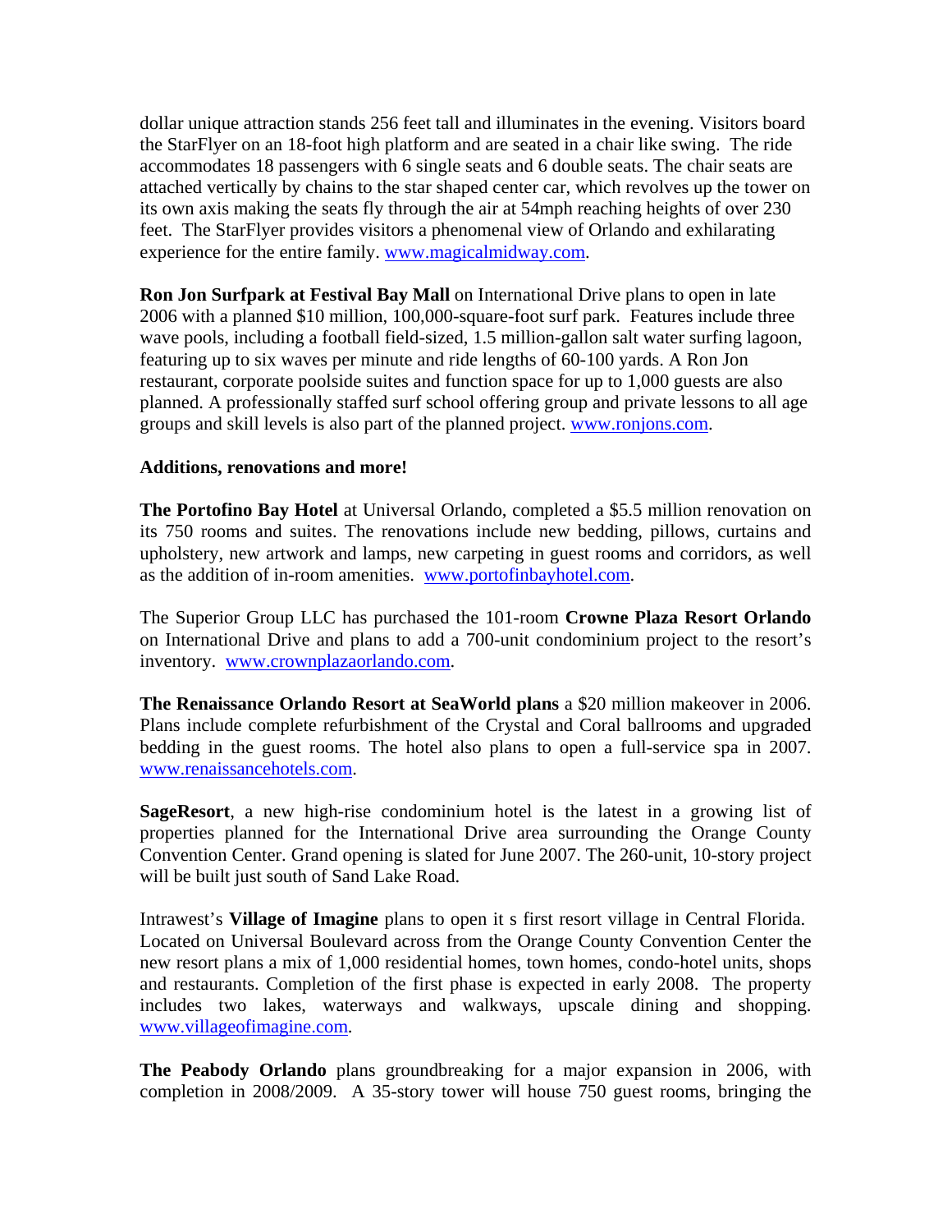dollar unique attraction stands 256 feet tall and illuminates in the evening. Visitors board the StarFlyer on an 18-foot high platform and are seated in a chair like swing. The ride accommodates 18 passengers with 6 single seats and 6 double seats. The chair seats are attached vertically by chains to the star shaped center car, which revolves up the tower on its own axis making the seats fly through the air at 54mph reaching heights of over 230 feet. The StarFlyer provides visitors a phenomenal view of Orlando and exhilarating experience for the entire family. www.magicalmidway.com.

**Ron Jon Surfpark at Festival Bay Mall** on International Drive plans to open in late 2006 with a planned $10 million, 100,000-square-foot surf park. Features include three wave pools, including a football field-sized, 1.5 million-gallon salt water surfing lagoon, featuring up to six waves per minute and ride lengths of 60-100 yards. A Ron Jon restaurant, corporate poolside suites and function space for up to 1,000 guests are also planned. A professionally staffed surf school offering group and private lessons to all age groups and skill levels is also part of the planned project. www.ronjons.com.

**Additions, renovations and more!**

**The Portofino Bay Hotel** at Universal Orlando, completed a $5.5 million renovation on its 750 rooms and suites. The renovations include new bedding, pillows, curtains and upholstery, new artwork and lamps, new carpeting in guest rooms and corridors, as well as the addition of in-room amenities. www.portofinbayhotel.com.

The Superior Group LLC has purchased the 101-room **Crowne Plaza Resort Orlando** on International Drive and plans to add a 700-unit condominium project to the resort's inventory. www.crownplazaorlando.com.

**The Renaissance Orlando Resort at SeaWorld plans** a $20 million makeover in 2006. Plans include complete refurbishment of the Crystal and Coral ballrooms and upgraded bedding in the guest rooms. The hotel also plans to open a full-service spa in 2007. www.renaissancehotels.com.

**SageResort**, a new high-rise condominium hotel is the latest in a growing list of properties planned for the International Drive area surrounding the Orange County Convention Center. Grand opening is slated for June 2007. The 260-unit, 10-story project will be built just south of Sand Lake Road.

Intrawest's **Village of Imagine** plans to open it s first resort village in Central Florida. Located on Universal Boulevard across from the Orange County Convention Center the new resort plans a mix of 1,000 residential homes, town homes, condo-hotel units, shops and restaurants. Completion of the first phase is expected in early 2008. The property includes two lakes, waterways and walkways, upscale dining and shopping. www.villageofimagine.com.

**The Peabody Orlando** plans groundbreaking for a major expansion in 2006, with completion in 2008/2009. A 35-story tower will house 750 guest rooms, bringing the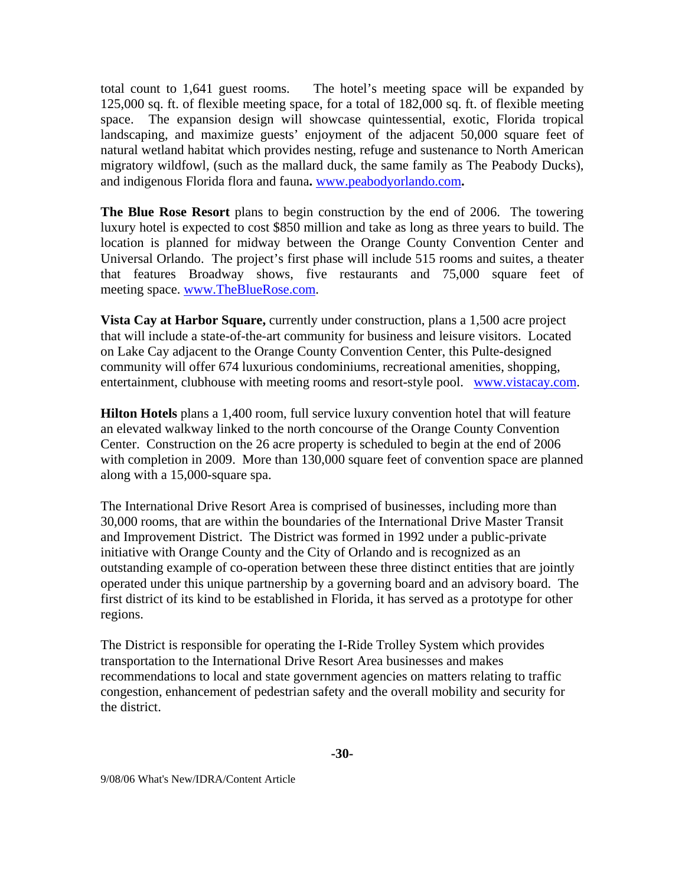total count to 1,641 guest rooms. The hotel's meeting space will be expanded by 125,000 sq. ft. of flexible meeting space, for a total of 182,000 sq. ft. of flexible meeting space. The expansion design will showcase quintessential, exotic, Florida tropical landscaping, and maximize guests' enjoyment of the adjacent 50,000 square feet of natural wetland habitat which provides nesting, refuge and sustenance to North American migratory wildfowl, (such as the mallard duck, the same family as The Peabody Ducks), and indigenous Florida flora and fauna**.** www.peabodyorlando.com**.**

**The Blue Rose Resort** plans to begin construction by the end of 2006. The towering luxury hotel is expected to cost $850 million and take as long as three years to build. The location is planned for midway between the Orange County Convention Center and Universal Orlando. The project's first phase will include 515 rooms and suites, a theater that features Broadway shows, five restaurants and 75,000 square feet of meeting space. www.TheBlueRose.com.

**Vista Cay at Harbor Square,** currently under construction, plans a 1,500 acre project that will include a state-of-the-art community for business and leisure visitors. Located on Lake Cay adjacent to the Orange County Convention Center, this Pulte-designed community will offer 674 luxurious condominiums, recreational amenities, shopping, entertainment, clubhouse with meeting rooms and resort-style pool. www.vistacay.com.

**Hilton Hotels** plans a 1,400 room, full service luxury convention hotel that will feature an elevated walkway linked to the north concourse of the Orange County Convention Center. Construction on the 26 acre property is scheduled to begin at the end of 2006 with completion in 2009. More than 130,000 square feet of convention space are planned along with a 15,000-square spa.

The International Drive Resort Area is comprised of businesses, including more than 30,000 rooms, that are within the boundaries of the International Drive Master Transit and Improvement District. The District was formed in 1992 under a public-private initiative with Orange County and the City of Orlando and is recognized as an outstanding example of co-operation between these three distinct entities that are jointly operated under this unique partnership by a governing board and an advisory board. The first district of its kind to be established in Florida, it has served as a prototype for other regions.

The District is responsible for operating the I-Ride Trolley System which provides transportation to the International Drive Resort Area businesses and makes recommendations to local and state government agencies on matters relating to traffic congestion, enhancement of pedestrian safety and the overall mobility and security for the district.

**-30-**

9/08/06 What's New/IDRA/Content Article